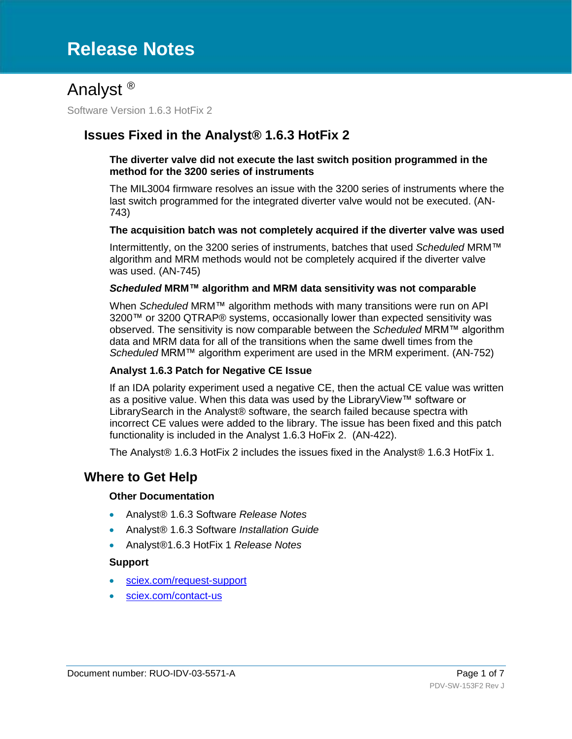# Release Notes

## Analyst ®

Software Version 1.6.3 HotFix 2

## Issues Fixed in the Analyst® 1.6.3 HotFix 2

**The diverter valve did not execute the last switch position programmed in the method for the 3200 series of instruments**

The MIL3004 firmware resolves an issue with the 3200 series of instruments where the last switch programmed for the integrated diverter valve would not be executed. (AN-743)

**The acquisition batch was not completely acquired if the diverter valve was used**

Intermittently, on the 3200 series of instruments, batches that used *Scheduled* MRM™ algorithm and MRM methods would not be completely acquired if the diverter valve was used. (AN-745)

***Scheduled* MRM™ algorithm and MRM data sensitivity was not comparable**

When *Scheduled* MRM™ algorithm methods with many transitions were run on API 3200™ or 3200 QTRAP® systems, occasionally lower than expected sensitivity was observed. The sensitivity is now comparable between the *Scheduled* MRM™ algorithm data and MRM data for all of the transitions when the same dwell times from the *Scheduled* MRM™ algorithm experiment are used in the MRM experiment. (AN-752)

**Analyst 1.6.3 Patch for Negative CE Issue**

If an IDA polarity experiment used a negative CE, then the actual CE value was written as a positive value. When this data was used by the LibraryView™ software or LibrarySearch in the Analyst® software, the search failed because spectra with incorrect CE values were added to the library. The issue has been fixed and this patch functionality is included in the Analyst 1.6.3 HoFix 2. (AN-422).

The Analyst® 1.6.3 HotFix 2 includes the issues fixed in the Analyst® 1.6.3 HotFix 1.

## Where to Get Help

**Other Documentation**

- Analyst® 1.6.3 Software *Release Notes*
- Analyst® 1.6.3 Software *Installation Guide*
- Analyst®1.6.3 HotFix 1 *Release Notes*

**Support**

- sciex.com/request-support
- sciex.com/contact-us

Document number: RUO-IDV-03-5571-A

PDV-SW-153F2 Rev J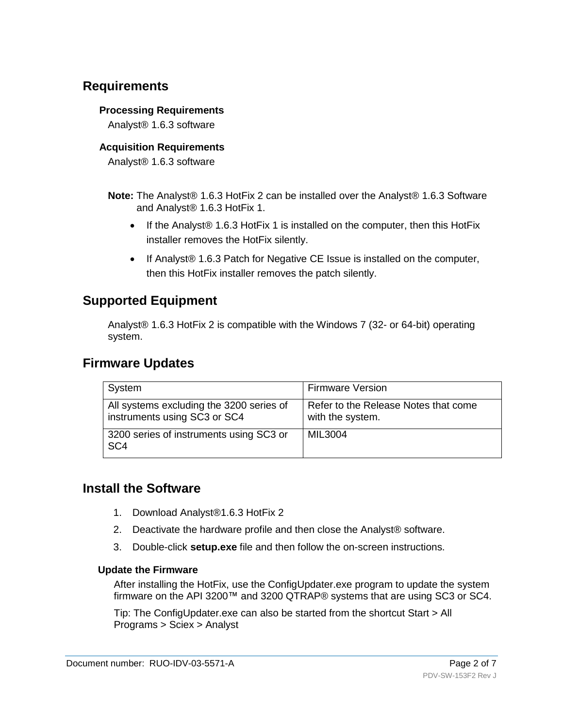# Requirements

### Processing Requirements

Analyst® 1.6.3 software

### Acquisition Requirements

Analyst® 1.6.3 software

**Note:** The Analyst® 1.6.3 HotFix 2 can be installed over the Analyst® 1.6.3 Software and Analyst® 1.6.3 HotFix 1.

- If the Analyst® 1.6.3 HotFix 1 is installed on the computer, then this HotFix installer removes the HotFix silently.
- If Analyst® 1.6.3 Patch for Negative CE Issue is installed on the computer, then this HotFix installer removes the patch silently.

# Supported Equipment

Analyst® 1.6.3 HotFix 2 is compatible with the Windows 7 (32- or 64-bit) operating system.

# Firmware Updates

| System | Firmware Version |
|---|---|
| All systems excluding the 3200 series of instruments using SC3 or SC4 | Refer to the Release Notes that come with the system. |
| 3200 series of instruments using SC3 or SC4 | MIL3004 |

# Install the Software

1. Download Analyst®1.6.3 HotFix 2
2. Deactivate the hardware profile and then close the Analyst® software.
3. Double-click **setup.exe** file and then follow the on-screen instructions.

### Update the Firmware

After installing the HotFix, use the ConfigUpdater.exe program to update the system firmware on the API 3200™ and 3200 QTRAP® systems that are using SC3 or SC4.

Tip: The ConfigUpdater.exe can also be started from the shortcut Start > All Programs > Sciex > Analyst

Document number: RUO-IDV-03-5571-A

PDV-SW-153F2 Rev J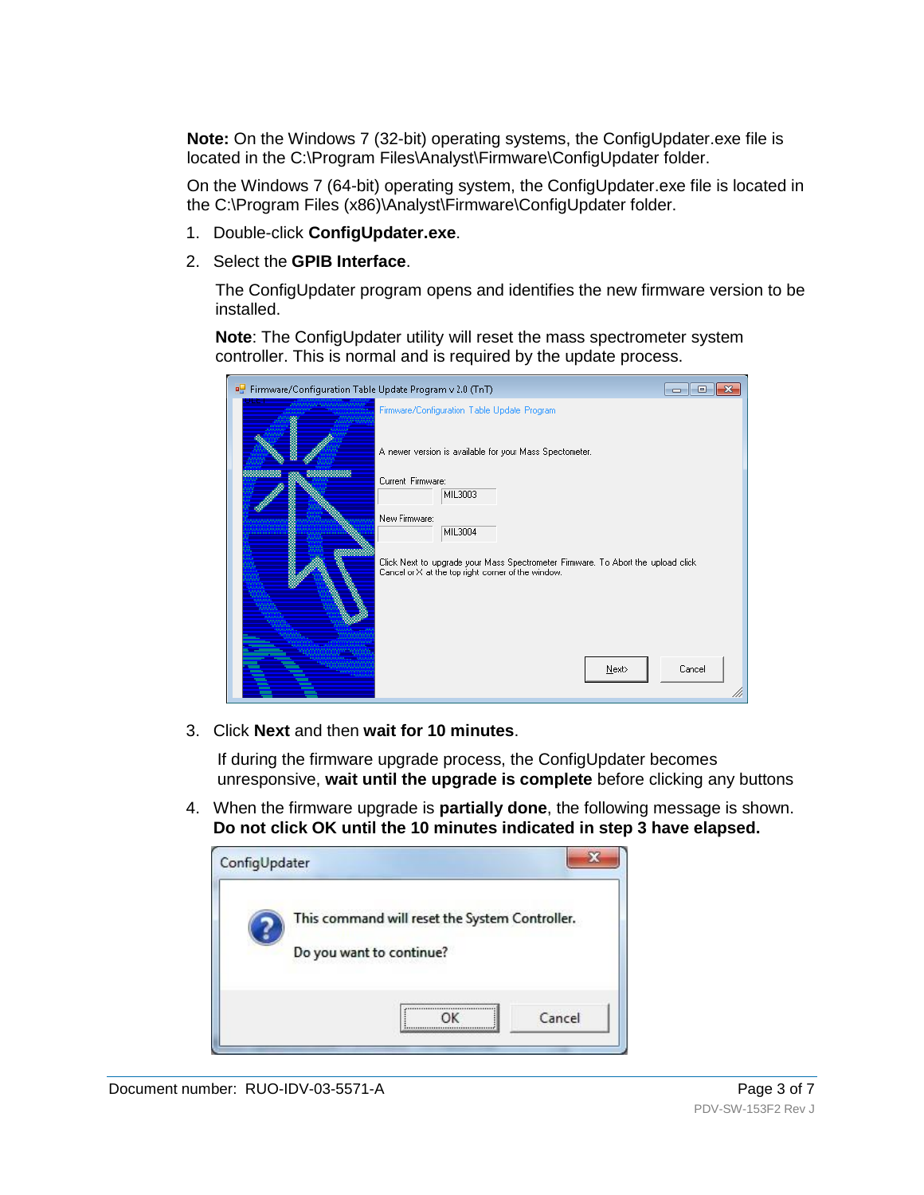**Note:** On the Windows 7 (32-bit) operating systems, the ConfigUpdater.exe file is located in the C:\Program Files\Analyst\Firmware\ConfigUpdater folder.

On the Windows 7 (64-bit) operating system, the ConfigUpdater.exe file is located in the C:\Program Files (x86)\Analyst\Firmware\ConfigUpdater folder.

1. Double-click **ConfigUpdater.exe**.
2. Select the **GPIB Interface**.

   The ConfigUpdater program opens and identifies the new firmware version to be installed.

   **Note**: The ConfigUpdater utility will reset the mass spectrometer system controller. This is normal and is required by the update process.

3. Click **Next** and then **wait for 10 minutes**.

   If during the firmware upgrade process, the ConfigUpdater becomes unresponsive, **wait until the upgrade is complete** before clicking any buttons

4. When the firmware upgrade is **partially done**, the following message is shown. **Do not click OK until the 10 minutes indicated in step 3 have elapsed.**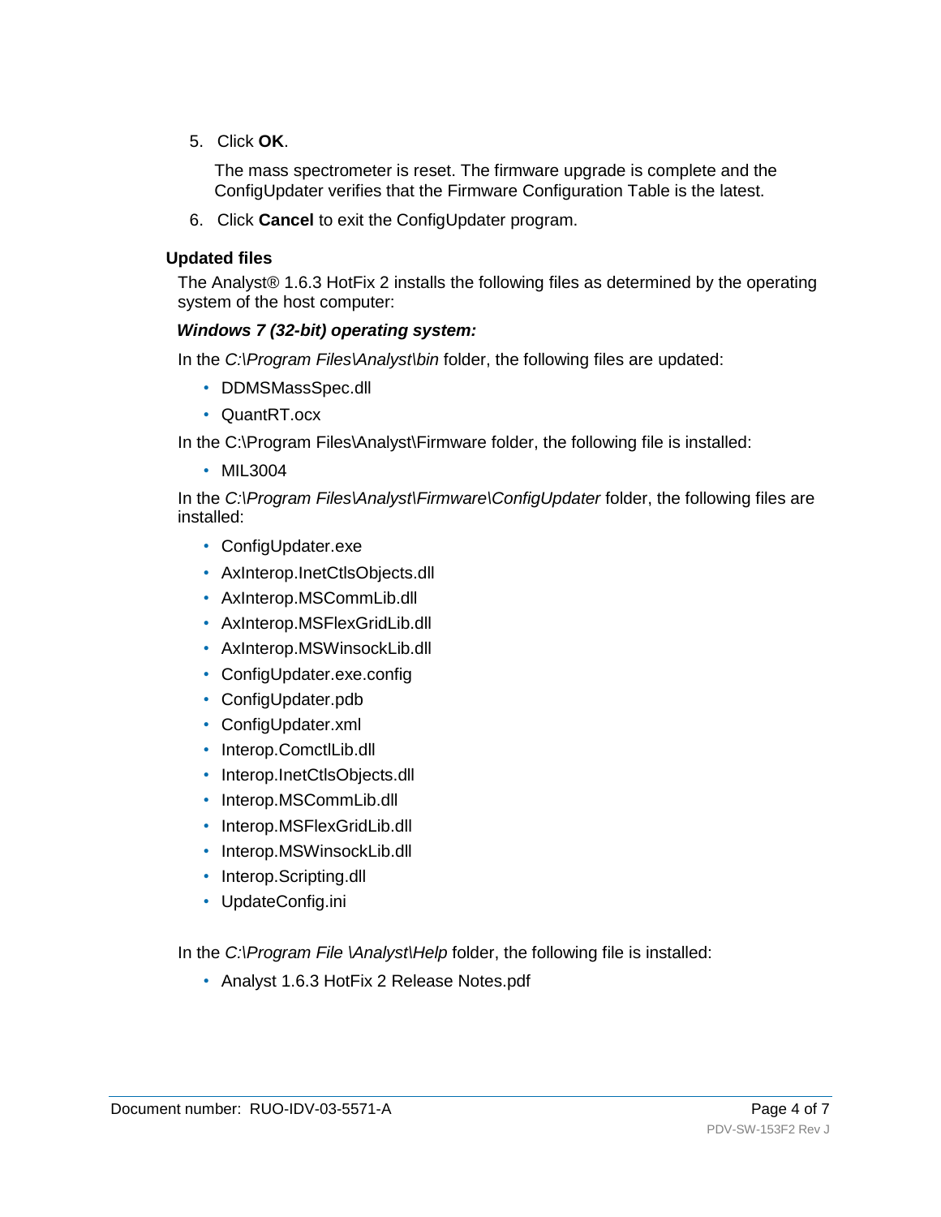5. Click **OK**.

   The mass spectrometer is reset. The firmware upgrade is complete and the ConfigUpdater verifies that the Firmware Configuration Table is the latest.

6. Click **Cancel** to exit the ConfigUpdater program.

### Updated files

The Analyst® 1.6.3 HotFix 2 installs the following files as determined by the operating system of the host computer:

#### *Windows 7 (32-bit) operating system:*

In the *C:\Program Files\Analyst\bin* folder, the following files are updated:

- DDMSMassSpec.dll
- QuantRT.ocx

In the C:\Program Files\Analyst\Firmware folder, the following file is installed:

- MIL3004

In the *C:\Program Files\Analyst\Firmware\ConfigUpdater* folder, the following files are installed:

- ConfigUpdater.exe
- AxInterop.InetCtlsObjects.dll
- AxInterop.MSCommLib.dll
- AxInterop.MSFlexGridLib.dll
- AxInterop.MSWinsockLib.dll
- ConfigUpdater.exe.config
- ConfigUpdater.pdb
- ConfigUpdater.xml
- Interop.ComctlLib.dll
- Interop.InetCtlsObjects.dll
- Interop.MSCommLib.dll
- Interop.MSFlexGridLib.dll
- Interop.MSWinsockLib.dll
- Interop.Scripting.dll
- UpdateConfig.ini

In the *C:\Program File \Analyst\Help* folder, the following file is installed:

- Analyst 1.6.3 HotFix 2 Release Notes.pdf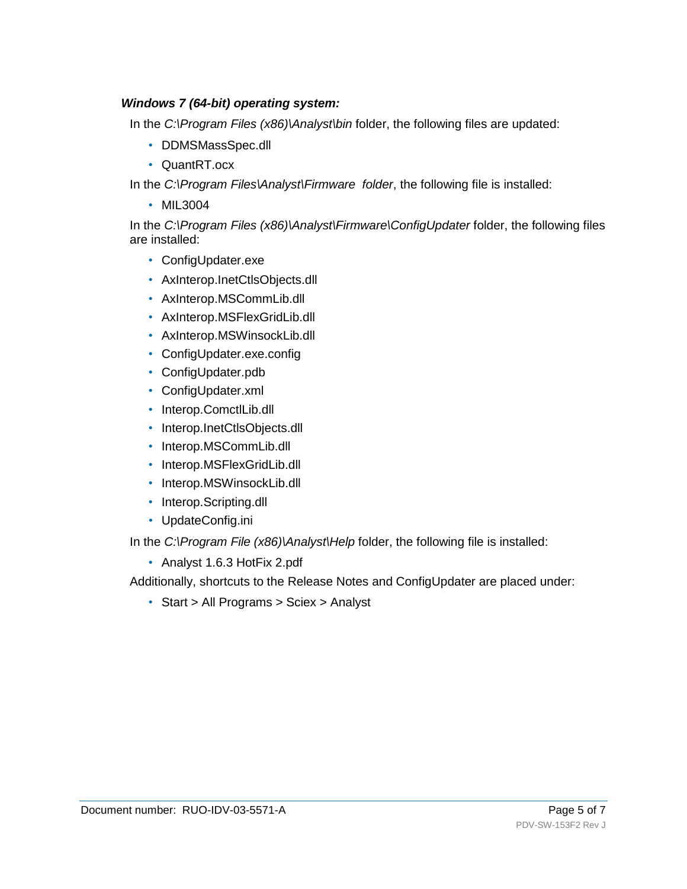***Windows 7 (64-bit) operating system:***

In the *C:\Program Files (x86)\Analyst\bin* folder, the following files are updated:

- DDMSMassSpec.dll
- QuantRT.ocx

In the *C:\Program Files\Analyst\Firmware  folder*, the following file is installed:

- MIL3004

In the *C:\Program Files (x86)\Analyst\Firmware\ConfigUpdater* folder, the following files are installed:

- ConfigUpdater.exe
- AxInterop.InetCtlsObjects.dll
- AxInterop.MSCommLib.dll
- AxInterop.MSFlexGridLib.dll
- AxInterop.MSWinsockLib.dll
- ConfigUpdater.exe.config
- ConfigUpdater.pdb
- ConfigUpdater.xml
- Interop.ComctlLib.dll
- Interop.InetCtlsObjects.dll
- Interop.MSCommLib.dll
- Interop.MSFlexGridLib.dll
- Interop.MSWinsockLib.dll
- Interop.Scripting.dll
- UpdateConfig.ini

In the *C:\Program File (x86)\Analyst\Help* folder, the following file is installed:

- Analyst 1.6.3 HotFix 2.pdf

Additionally, shortcuts to the Release Notes and ConfigUpdater are placed under:

- Start > All Programs > Sciex > Analyst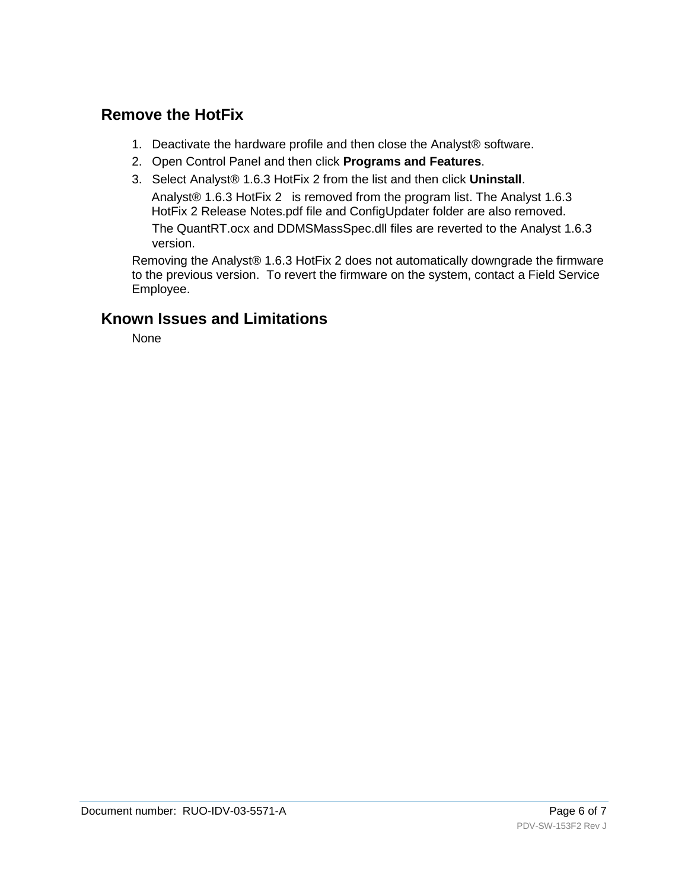## Remove the HotFix

1. Deactivate the hardware profile and then close the Analyst® software.
2. Open Control Panel and then click **Programs and Features**.
3. Select Analyst® 1.6.3 HotFix 2 from the list and then click **Uninstall**.

   Analyst® 1.6.3 HotFix 2 is removed from the program list. The Analyst 1.6.3 HotFix 2 Release Notes.pdf file and ConfigUpdater folder are also removed.

   The QuantRT.ocx and DDMSMassSpec.dll files are reverted to the Analyst 1.6.3 version.

Removing the Analyst® 1.6.3 HotFix 2 does not automatically downgrade the firmware to the previous version. To revert the firmware on the system, contact a Field Service Employee.

## Known Issues and Limitations

None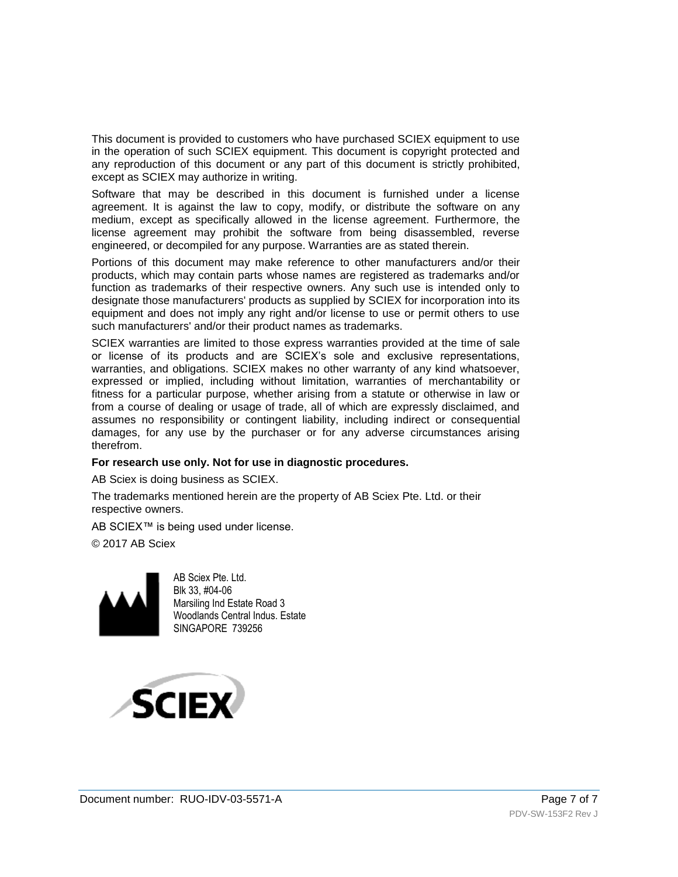This document is provided to customers who have purchased SCIEX equipment to use in the operation of such SCIEX equipment. This document is copyright protected and any reproduction of this document or any part of this document is strictly prohibited, except as SCIEX may authorize in writing.

Software that may be described in this document is furnished under a license agreement. It is against the law to copy, modify, or distribute the software on any medium, except as specifically allowed in the license agreement. Furthermore, the license agreement may prohibit the software from being disassembled, reverse engineered, or decompiled for any purpose. Warranties are as stated therein.

Portions of this document may make reference to other manufacturers and/or their products, which may contain parts whose names are registered as trademarks and/or function as trademarks of their respective owners. Any such use is intended only to designate those manufacturers' products as supplied by SCIEX for incorporation into its equipment and does not imply any right and/or license to use or permit others to use such manufacturers' and/or their product names as trademarks.

SCIEX warranties are limited to those express warranties provided at the time of sale or license of its products and are SCIEX's sole and exclusive representations, warranties, and obligations. SCIEX makes no other warranty of any kind whatsoever, expressed or implied, including without limitation, warranties of merchantability or fitness for a particular purpose, whether arising from a statute or otherwise in law or from a course of dealing or usage of trade, all of which are expressly disclaimed, and assumes no responsibility or contingent liability, including indirect or consequential damages, for any use by the purchaser or for any adverse circumstances arising therefrom.

**For research use only. Not for use in diagnostic procedures.**

AB Sciex is doing business as SCIEX.

The trademarks mentioned herein are the property of AB Sciex Pte. Ltd. or their respective owners.

AB SCIEX™ is being used under license.

© 2017 AB Sciex

AB Sciex Pte. Ltd.
Blk 33, #04-06
Marsiling Ind Estate Road 3
Woodlands Central Indus. Estate
SINGAPORE 739256

SCIEX

Document number: RUO-IDV-03-5571-A

PDV-SW-153F2 Rev J